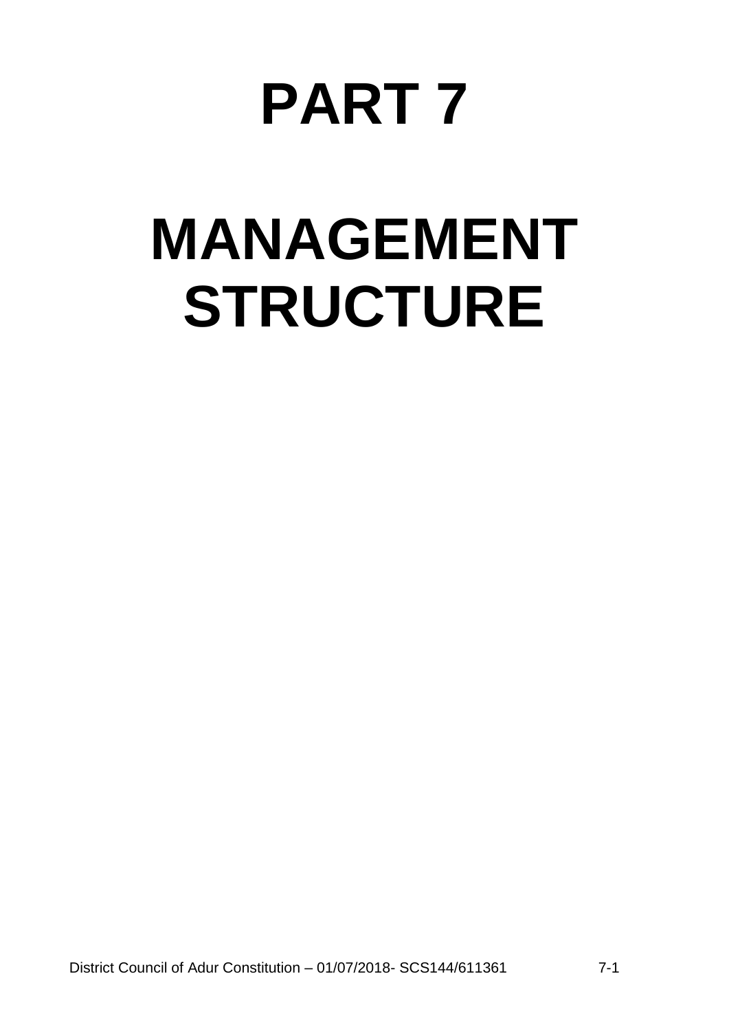# PART 7

# MANAGEMENT STRUCTURE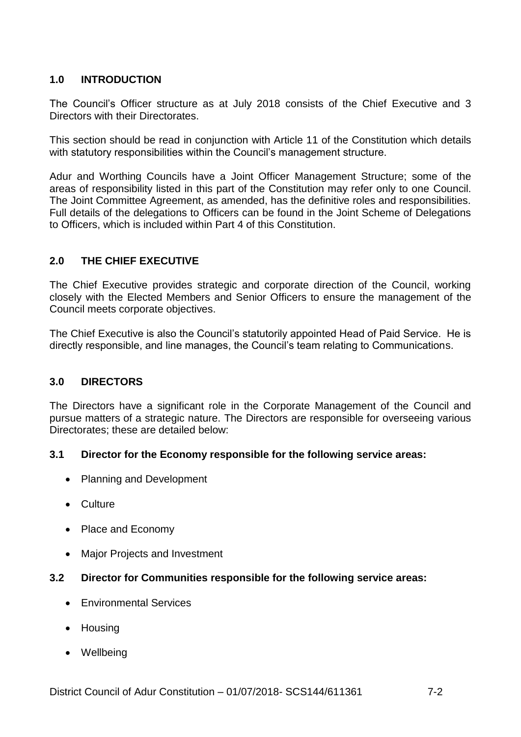## 1.0 INTRODUCTION

The Council's Officer structure as at July 2018 consists of the Chief Executive and 3 Directors with their Directorates.

This section should be read in conjunction with Article 11 of the Constitution which details with statutory responsibilities within the Council's management structure.

Adur and Worthing Councils have a Joint Officer Management Structure; some of the areas of responsibility listed in this part of the Constitution may refer only to one Council. The Joint Committee Agreement, as amended, has the definitive roles and responsibilities. Full details of the delegations to Officers can be found in the Joint Scheme of Delegations to Officers, which is included within Part 4 of this Constitution.

## 2.0 THE CHIEF EXECUTIVE

The Chief Executive provides strategic and corporate direction of the Council, working closely with the Elected Members and Senior Officers to ensure the management of the Council meets corporate objectives.

The Chief Executive is also the Council's statutorily appointed Head of Paid Service. He is directly responsible, and line manages, the Council's team relating to Communications.

## 3.0 DIRECTORS

The Directors have a significant role in the Corporate Management of the Council and pursue matters of a strategic nature. The Directors are responsible for overseeing various Directorates; these are detailed below:

### 3.1 Director for the Economy responsible for the following service areas:

- Planning and Development
- Culture
- Place and Economy
- Major Projects and Investment

### 3.2 Director for Communities responsible for the following service areas:

- Environmental Services
- Housing
- Wellbeing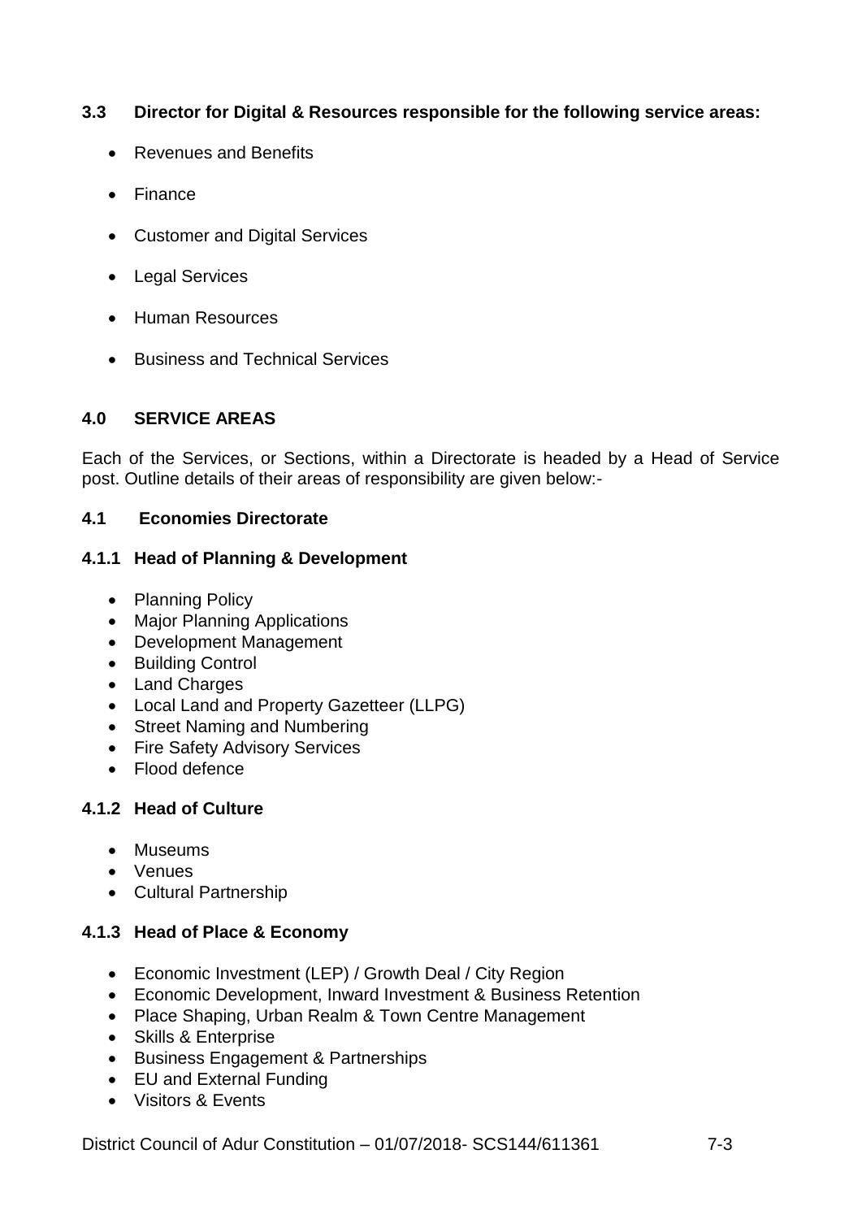### 3.3 Director for Digital & Resources responsible for the following service areas:

- Revenues and Benefits
- Finance
- Customer and Digital Services
- Legal Services
- Human Resources
- Business and Technical Services

## 4.0 SERVICE AREAS

Each of the Services, or Sections, within a Directorate is headed by a Head of Service post. Outline details of their areas of responsibility are given below:-

### 4.1 Economies Directorate

#### 4.1.1 Head of Planning & Development

- Planning Policy
- Major Planning Applications
- Development Management
- Building Control
- Land Charges
- Local Land and Property Gazetteer (LLPG)
- Street Naming and Numbering
- Fire Safety Advisory Services
- Flood defence

#### 4.1.2 Head of Culture

- Museums
- Venues
- Cultural Partnership

#### 4.1.3 Head of Place & Economy

- Economic Investment (LEP) / Growth Deal / City Region
- Economic Development, Inward Investment & Business Retention
- Place Shaping, Urban Realm & Town Centre Management
- Skills & Enterprise
- Business Engagement & Partnerships
- EU and External Funding
- Visitors & Events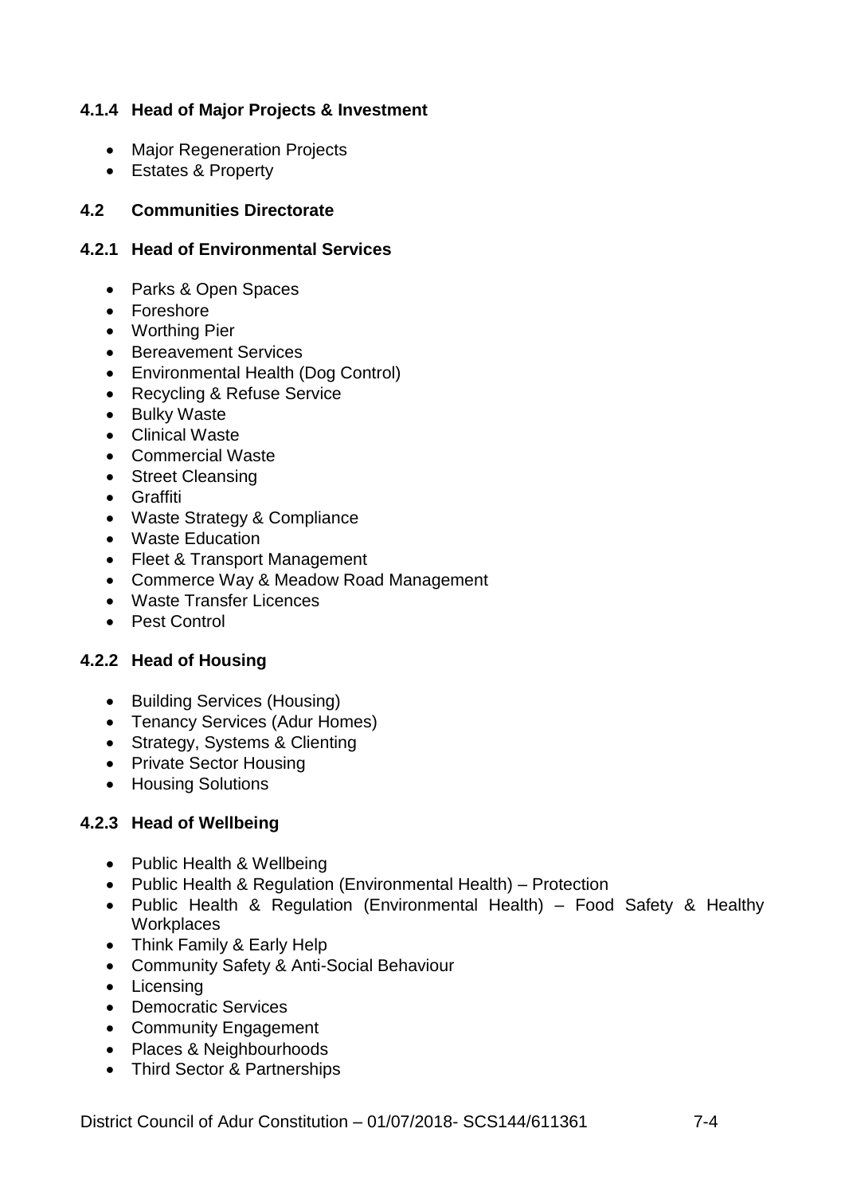### 4.1.4 Head of Major Projects & Investment

- Major Regeneration Projects
- Estates & Property

## 4.2 Communities Directorate

### 4.2.1 Head of Environmental Services

- Parks & Open Spaces
- Foreshore
- Worthing Pier
- Bereavement Services
- Environmental Health (Dog Control)
- Recycling & Refuse Service
- Bulky Waste
- Clinical Waste
- Commercial Waste
- Street Cleansing
- Graffiti
- Waste Strategy & Compliance
- Waste Education
- Fleet & Transport Management
- Commerce Way & Meadow Road Management
- Waste Transfer Licences
- Pest Control

### 4.2.2 Head of Housing

- Building Services (Housing)
- Tenancy Services (Adur Homes)
- Strategy, Systems & Clienting
- Private Sector Housing
- Housing Solutions

### 4.2.3 Head of Wellbeing

- Public Health & Wellbeing
- Public Health & Regulation (Environmental Health) – Protection
- Public Health & Regulation (Environmental Health) – Food Safety & Healthy Workplaces
- Think Family & Early Help
- Community Safety & Anti-Social Behaviour
- Licensing
- Democratic Services
- Community Engagement
- Places & Neighbourhoods
- Third Sector & Partnerships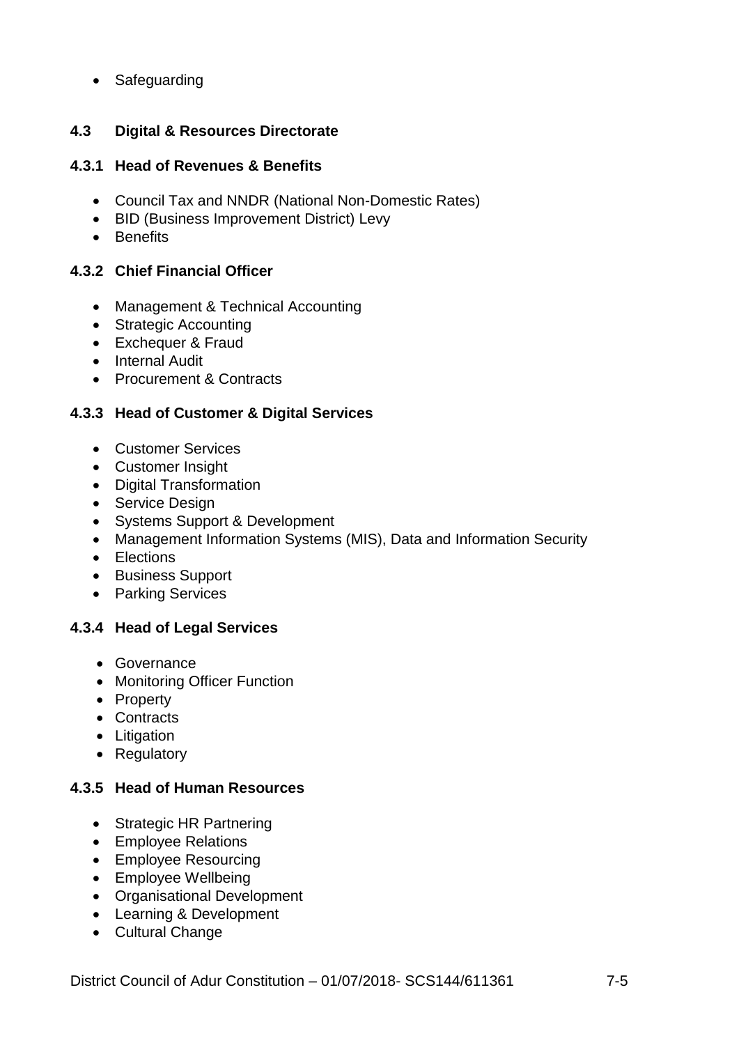- Safeguarding

## 4.3 Digital & Resources Directorate

### 4.3.1 Head of Revenues & Benefits

- Council Tax and NNDR (National Non-Domestic Rates)
- BID (Business Improvement District) Levy
- Benefits

### 4.3.2 Chief Financial Officer

- Management & Technical Accounting
- Strategic Accounting
- Exchequer & Fraud
- Internal Audit
- Procurement & Contracts

### 4.3.3 Head of Customer & Digital Services

- Customer Services
- Customer Insight
- Digital Transformation
- Service Design
- Systems Support & Development
- Management Information Systems (MIS), Data and Information Security
- Elections
- Business Support
- Parking Services

### 4.3.4 Head of Legal Services

- Governance
- Monitoring Officer Function
- Property
- Contracts
- Litigation
- Regulatory

### 4.3.5 Head of Human Resources

- Strategic HR Partnering
- Employee Relations
- Employee Resourcing
- Employee Wellbeing
- Organisational Development
- Learning & Development
- Cultural Change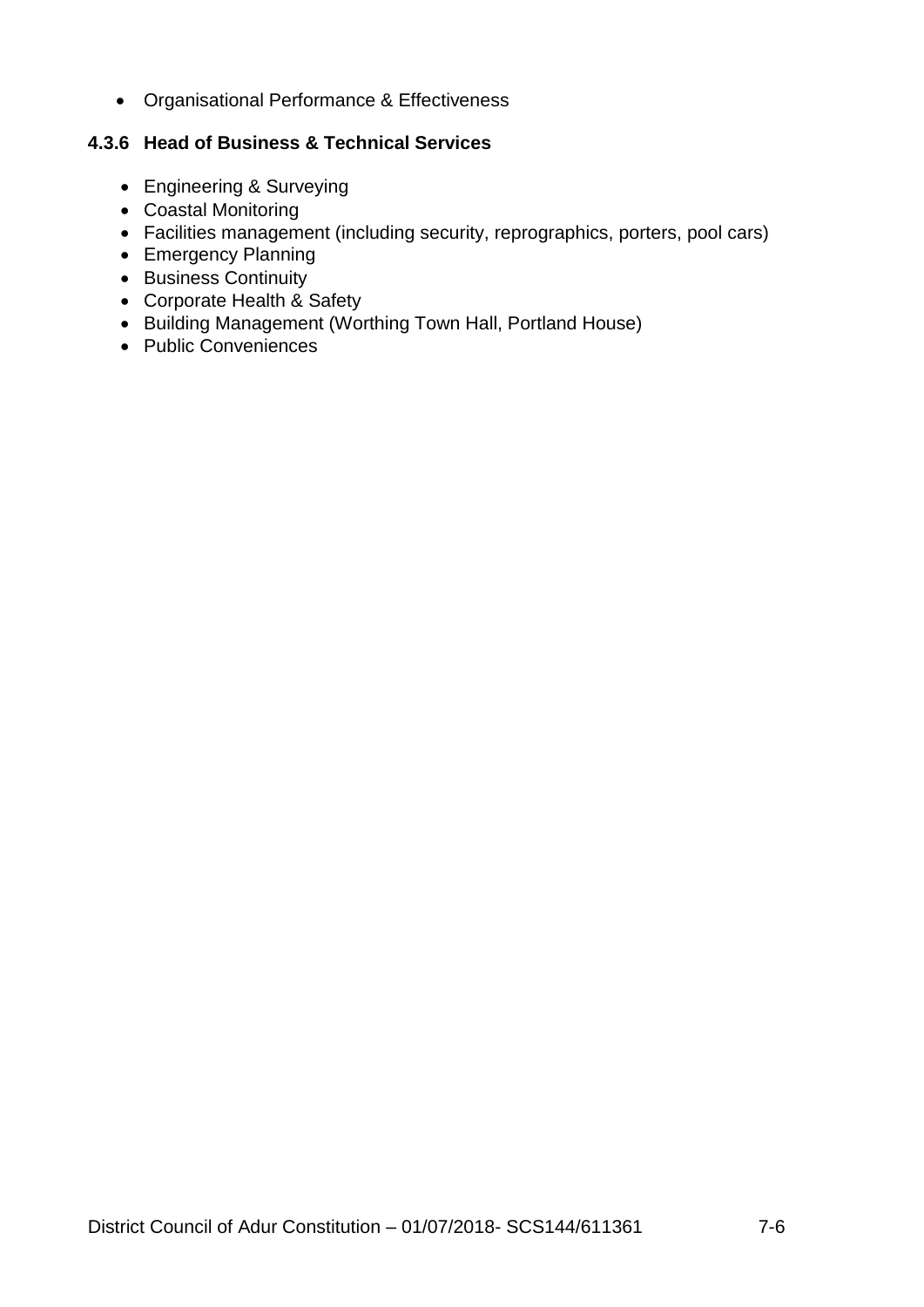- Organisational Performance & Effectiveness

#### 4.3.6 Head of Business & Technical Services

- Engineering & Surveying
- Coastal Monitoring
- Facilities management (including security, reprographics, porters, pool cars)
- Emergency Planning
- Business Continuity
- Corporate Health & Safety
- Building Management (Worthing Town Hall, Portland House)
- Public Conveniences